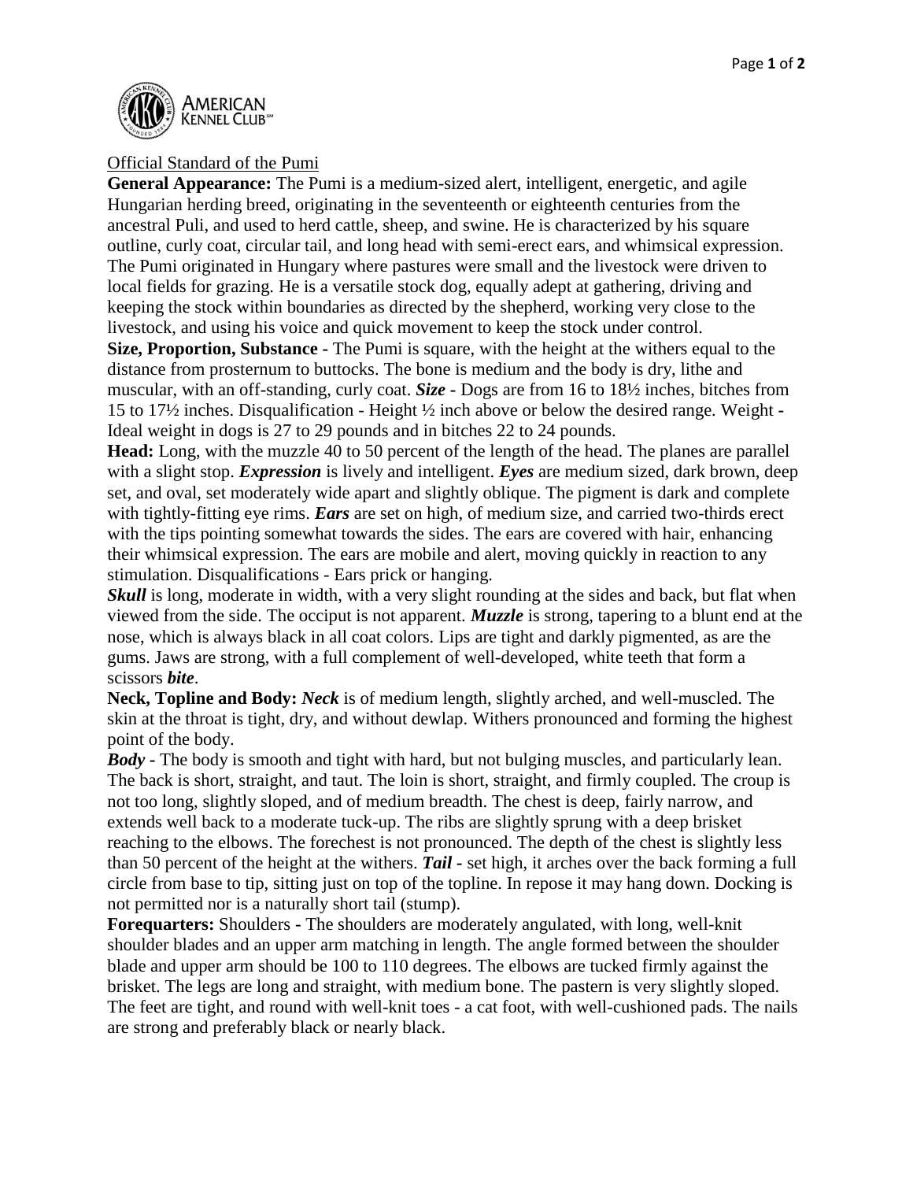AMERICAN KENNEL CLUB

Official Standard of the Pumi

**General Appearance:** The Pumi is a medium-sized alert, intelligent, energetic, and agile Hungarian herding breed, originating in the seventeenth or eighteenth centuries from the ancestral Puli, and used to herd cattle, sheep, and swine. He is characterized by his square outline, curly coat, circular tail, and long head with semi-erect ears, and whimsical expression. The Pumi originated in Hungary where pastures were small and the livestock were driven to local fields for grazing. He is a versatile stock dog, equally adept at gathering, driving and keeping the stock within boundaries as directed by the shepherd, working very close to the livestock, and using his voice and quick movement to keep the stock under control.

**Size, Proportion, Substance -** The Pumi is square, with the height at the withers equal to the distance from prosternum to buttocks. The bone is medium and the body is dry, lithe and muscular, with an off-standing, curly coat. ***Size*** - Dogs are from 16 to 18½ inches, bitches from 15 to 17½ inches. Disqualification - Height ½ inch above or below the desired range. Weight - Ideal weight in dogs is 27 to 29 pounds and in bitches 22 to 24 pounds.

**Head:** Long, with the muzzle 40 to 50 percent of the length of the head. The planes are parallel with a slight stop. ***Expression*** is lively and intelligent. ***Eyes*** are medium sized, dark brown, deep set, and oval, set moderately wide apart and slightly oblique. The pigment is dark and complete with tightly-fitting eye rims. ***Ears*** are set on high, of medium size, and carried two-thirds erect with the tips pointing somewhat towards the sides. The ears are covered with hair, enhancing their whimsical expression. The ears are mobile and alert, moving quickly in reaction to any stimulation. Disqualifications - Ears prick or hanging.

***Skull*** is long, moderate in width, with a very slight rounding at the sides and back, but flat when viewed from the side. The occiput is not apparent. ***Muzzle*** is strong, tapering to a blunt end at the nose, which is always black in all coat colors. Lips are tight and darkly pigmented, as are the gums. Jaws are strong, with a full complement of well-developed, white teeth that form a scissors ***bite***.

**Neck, Topline and Body:** ***Neck*** is of medium length, slightly arched, and well-muscled. The skin at the throat is tight, dry, and without dewlap. Withers pronounced and forming the highest point of the body.

***Body*** - The body is smooth and tight with hard, but not bulging muscles, and particularly lean. The back is short, straight, and taut. The loin is short, straight, and firmly coupled. The croup is not too long, slightly sloped, and of medium breadth. The chest is deep, fairly narrow, and extends well back to a moderate tuck-up. The ribs are slightly sprung with a deep brisket reaching to the elbows. The forechest is not pronounced. The depth of the chest is slightly less than 50 percent of the height at the withers. ***Tail*** - set high, it arches over the back forming a full circle from base to tip, sitting just on top of the topline. In repose it may hang down. Docking is not permitted nor is a naturally short tail (stump).

**Forequarters:** Shoulders - The shoulders are moderately angulated, with long, well-knit shoulder blades and an upper arm matching in length. The angle formed between the shoulder blade and upper arm should be 100 to 110 degrees. The elbows are tucked firmly against the brisket. The legs are long and straight, with medium bone. The pastern is very slightly sloped. The feet are tight, and round with well-knit toes - a cat foot, with well-cushioned pads. The nails are strong and preferably black or nearly black.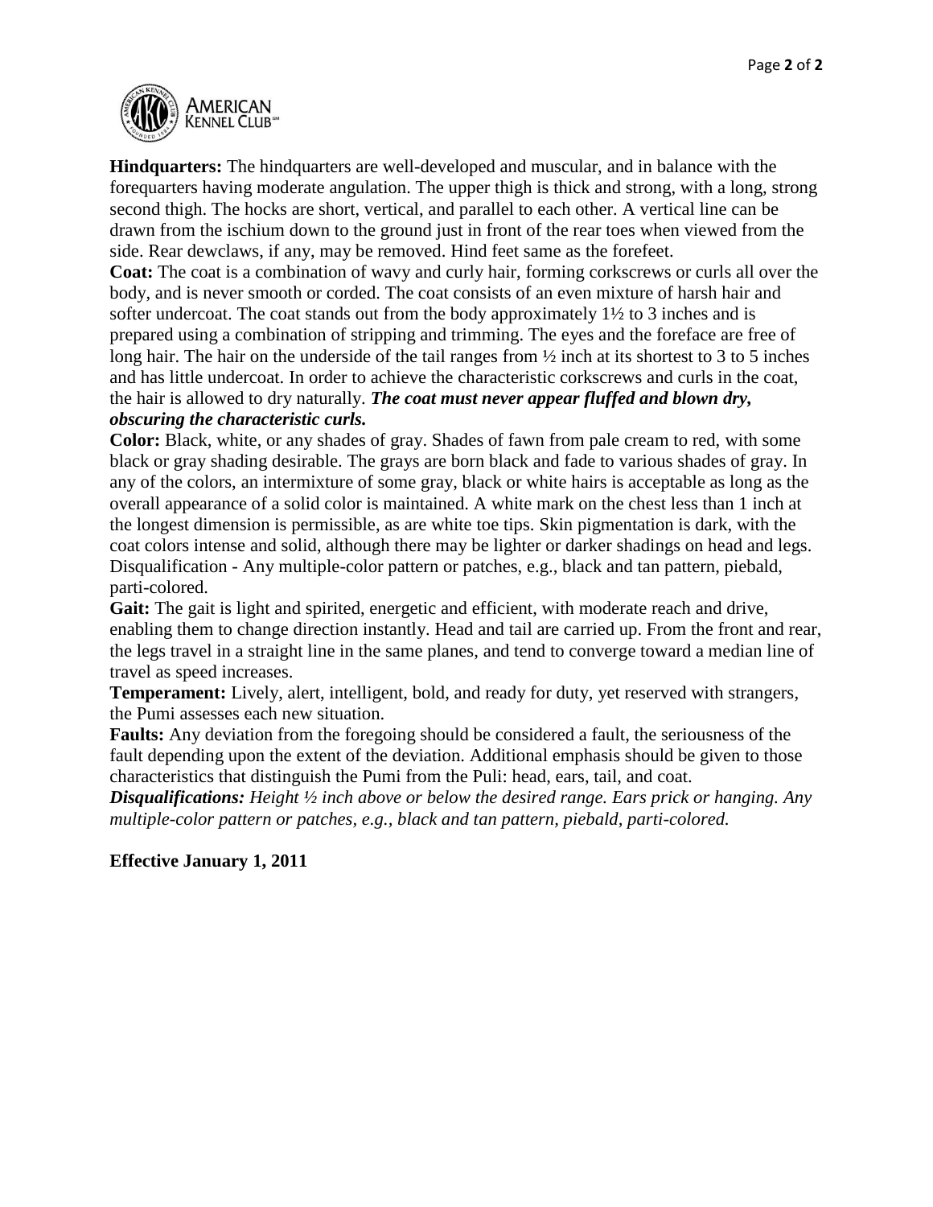**Hindquarters:** The hindquarters are well-developed and muscular, and in balance with the forequarters having moderate angulation. The upper thigh is thick and strong, with a long, strong second thigh. The hocks are short, vertical, and parallel to each other. A vertical line can be drawn from the ischium down to the ground just in front of the rear toes when viewed from the side. Rear dewclaws, if any, may be removed. Hind feet same as the forefeet.

**Coat:** The coat is a combination of wavy and curly hair, forming corkscrews or curls all over the body, and is never smooth or corded. The coat consists of an even mixture of harsh hair and softer undercoat. The coat stands out from the body approximately 1½ to 3 inches and is prepared using a combination of stripping and trimming. The eyes and the foreface are free of long hair. The hair on the underside of the tail ranges from ½ inch at its shortest to 3 to 5 inches and has little undercoat. In order to achieve the characteristic corkscrews and curls in the coat, the hair is allowed to dry naturally. ***The coat must never appear fluffed and blown dry, obscuring the characteristic curls.***

**Color:** Black, white, or any shades of gray. Shades of fawn from pale cream to red, with some black or gray shading desirable. The grays are born black and fade to various shades of gray. In any of the colors, an intermixture of some gray, black or white hairs is acceptable as long as the overall appearance of a solid color is maintained. A white mark on the chest less than 1 inch at the longest dimension is permissible, as are white toe tips. Skin pigmentation is dark, with the coat colors intense and solid, although there may be lighter or darker shadings on head and legs. Disqualification - Any multiple-color pattern or patches, e.g., black and tan pattern, piebald, parti-colored.

**Gait:** The gait is light and spirited, energetic and efficient, with moderate reach and drive, enabling them to change direction instantly. Head and tail are carried up. From the front and rear, the legs travel in a straight line in the same planes, and tend to converge toward a median line of travel as speed increases.

**Temperament:** Lively, alert, intelligent, bold, and ready for duty, yet reserved with strangers, the Pumi assesses each new situation.

**Faults:** Any deviation from the foregoing should be considered a fault, the seriousness of the fault depending upon the extent of the deviation. Additional emphasis should be given to those characteristics that distinguish the Pumi from the Puli: head, ears, tail, and coat.

***Disqualifications:*** *Height ½ inch above or below the desired range. Ears prick or hanging. Any multiple-color pattern or patches, e.g., black and tan pattern, piebald, parti-colored.*

**Effective January 1, 2011**